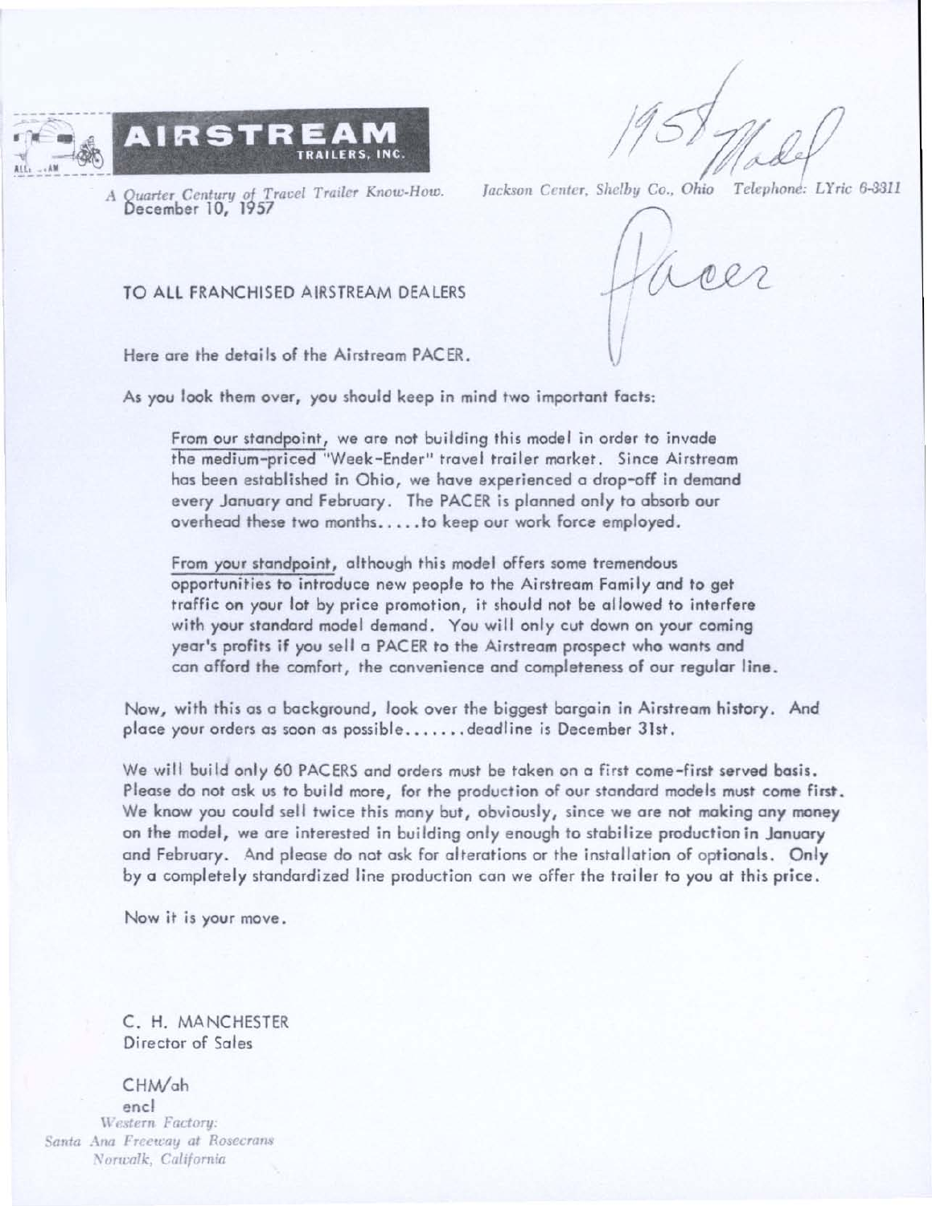**AIRSTREAM TRAILERS, INC.**

*A Quarter Century of Travel Trailer Know-How.*

*Jackson Center, Shelby Co., Ohio Telephone: LYric 6-3311*

1958 Model

Pacer

December 10, 1957

TO ALL FRANCHISED AIRSTREAM DEALERS

Here are the details of the Airstream PACER.

As you look them over, you should keep in mind two important facts:

> From our standpoint, we are not building this model in order to invade the medium-priced "Week-Ender" travel trailer market. Since Airstream has been established in Ohio, we have experienced a drop-off in demand every January and February. The PACER is planned only to absorb our overhead these two months.....to keep our work force employed.
>
> From your standpoint, although this model offers some tremendous opportunities to introduce new people to the Airstream Family and to get traffic on your lot by price promotion, it should not be allowed to interfere with your standard model demand. You will only cut down on your coming year's profits if you sell a PACER to the Airstream prospect who wants and can afford the comfort, the convenience and completeness of our regular line.

Now, with this as a background, look over the biggest bargain in Airstream history. And place your orders as soon as possible.......deadline is December 31st.

We will build only 60 PACERS and orders must be taken on a first come-first served basis. Please do not ask us to build more, for the production of our standard models must come first. We know you could sell twice this many but, obviously, since we are not making any money on the model, we are interested in building only enough to stabilize production in January and February. And please do not ask for alterations or the installation of optionals. Only by a completely standardized line production can we offer the trailer to you at this price.

Now it is your move.

C. H. MANCHESTER
Director of Sales

CHM/ah
encl

*Western Factory:*
*Santa Ana Freeway at Rosecrans*
*Norwalk, California*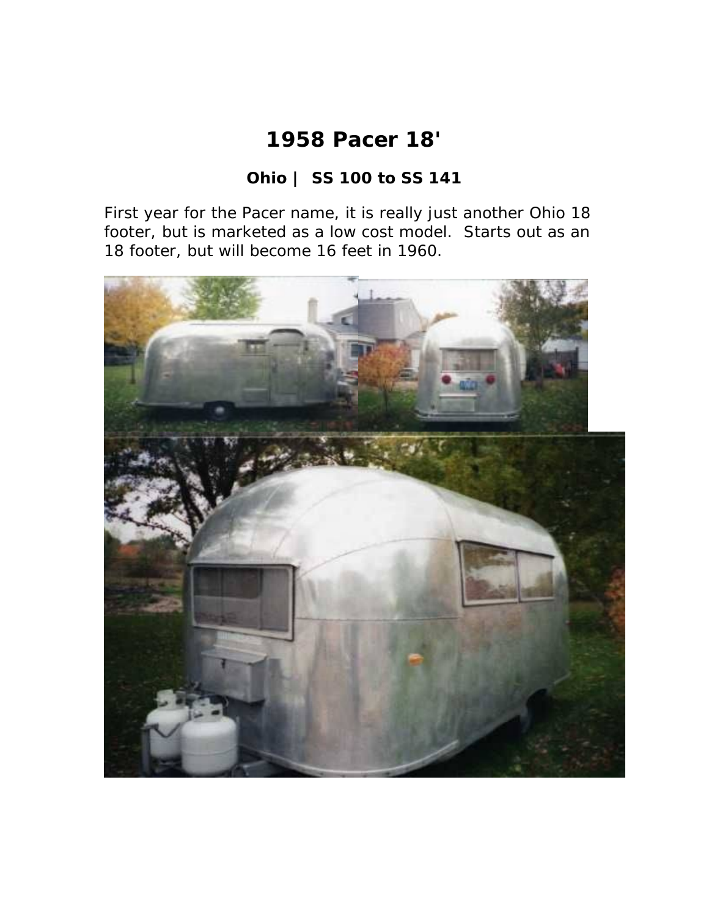# 1958 Pacer 18'

**Ohio | SS 100 to SS 141**

First year for the Pacer name, it is really just another Ohio 18 footer, but is marketed as a low cost model. Starts out as an 18 footer, but will become 16 feet in 1960.